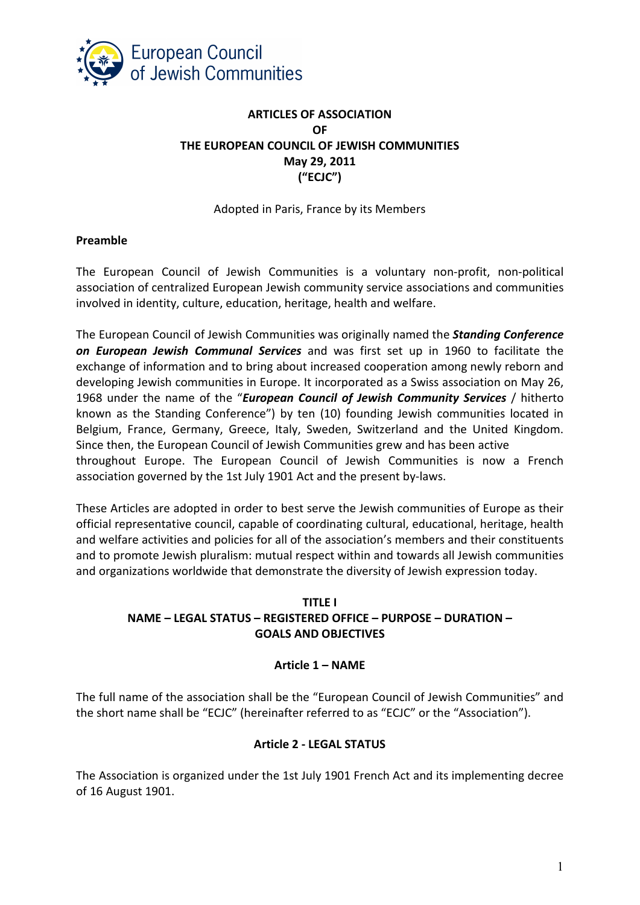European Council of Jewish Communities

# ARTICLES OF ASSOCIATION OF THE EUROPEAN COUNCIL OF JEWISH COMMUNITIES May 29, 2011 ("ECJC")

Adopted in Paris, France by its Members

**Preamble**

The European Council of Jewish Communities is a voluntary non-profit, non-political association of centralized European Jewish community service associations and communities involved in identity, culture, education, heritage, health and welfare.

The European Council of Jewish Communities was originally named the ***Standing Conference on European Jewish Communal Services*** and was first set up in 1960 to facilitate the exchange of information and to bring about increased cooperation among newly reborn and developing Jewish communities in Europe. It incorporated as a Swiss association on May 26, 1968 under the name of the "***European Council of Jewish Community Services*** / hitherto known as the Standing Conference") by ten (10) founding Jewish communities located in Belgium, France, Germany, Greece, Italy, Sweden, Switzerland and the United Kingdom. Since then, the European Council of Jewish Communities grew and has been active throughout Europe. The European Council of Jewish Communities is now a French association governed by the 1st July 1901 Act and the present by-laws.

These Articles are adopted in order to best serve the Jewish communities of Europe as their official representative council, capable of coordinating cultural, educational, heritage, health and welfare activities and policies for all of the association's members and their constituents and to promote Jewish pluralism: mutual respect within and towards all Jewish communities and organizations worldwide that demonstrate the diversity of Jewish expression today.

## TITLE I
## NAME – LEGAL STATUS – REGISTERED OFFICE – PURPOSE – DURATION – GOALS AND OBJECTIVES

### Article 1 – NAME

The full name of the association shall be the "European Council of Jewish Communities" and the short name shall be "ECJC" (hereinafter referred to as "ECJC" or the "Association").

### Article 2 - LEGAL STATUS

The Association is organized under the 1st July 1901 French Act and its implementing decree of 16 August 1901.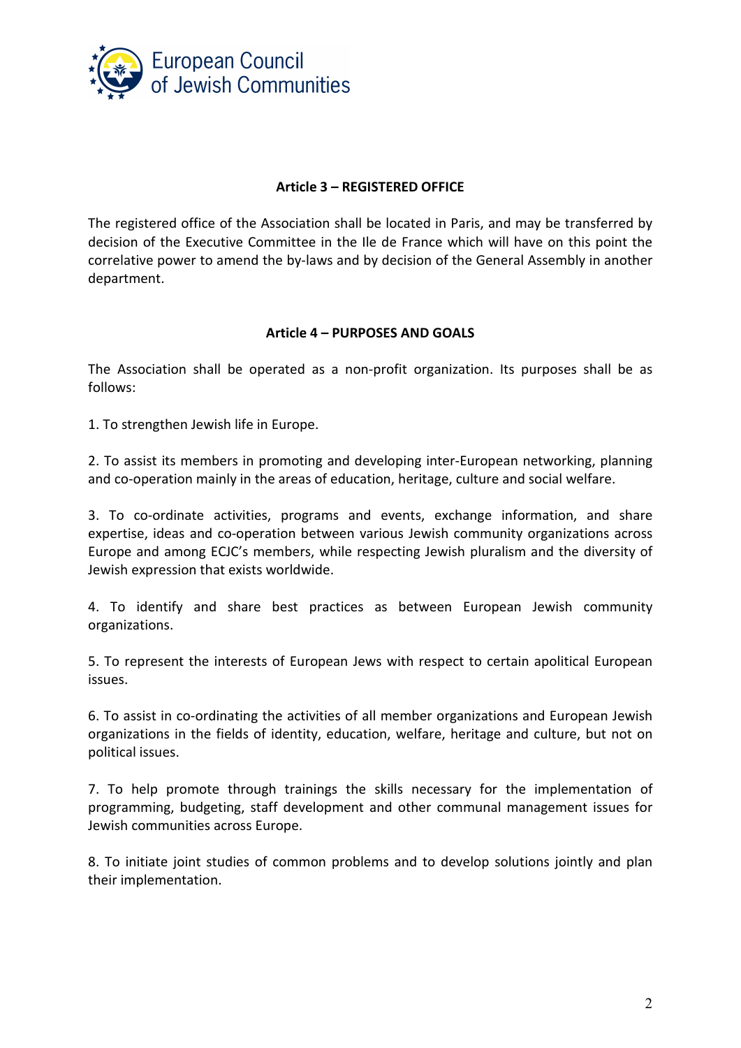## Article 3 – REGISTERED OFFICE

The registered office of the Association shall be located in Paris, and may be transferred by decision of the Executive Committee in the Ile de France which will have on this point the correlative power to amend the by-laws and by decision of the General Assembly in another department.

## Article 4 – PURPOSES AND GOALS

The Association shall be operated as a non-profit organization. Its purposes shall be as follows:

1. To strengthen Jewish life in Europe.

2. To assist its members in promoting and developing inter-European networking, planning and co-operation mainly in the areas of education, heritage, culture and social welfare.

3. To co-ordinate activities, programs and events, exchange information, and share expertise, ideas and co-operation between various Jewish community organizations across Europe and among ECJC's members, while respecting Jewish pluralism and the diversity of Jewish expression that exists worldwide.

4. To identify and share best practices as between European Jewish community organizations.

5. To represent the interests of European Jews with respect to certain apolitical European issues.

6. To assist in co-ordinating the activities of all member organizations and European Jewish organizations in the fields of identity, education, welfare, heritage and culture, but not on political issues.

7. To help promote through trainings the skills necessary for the implementation of programming, budgeting, staff development and other communal management issues for Jewish communities across Europe.

8. To initiate joint studies of common problems and to develop solutions jointly and plan their implementation.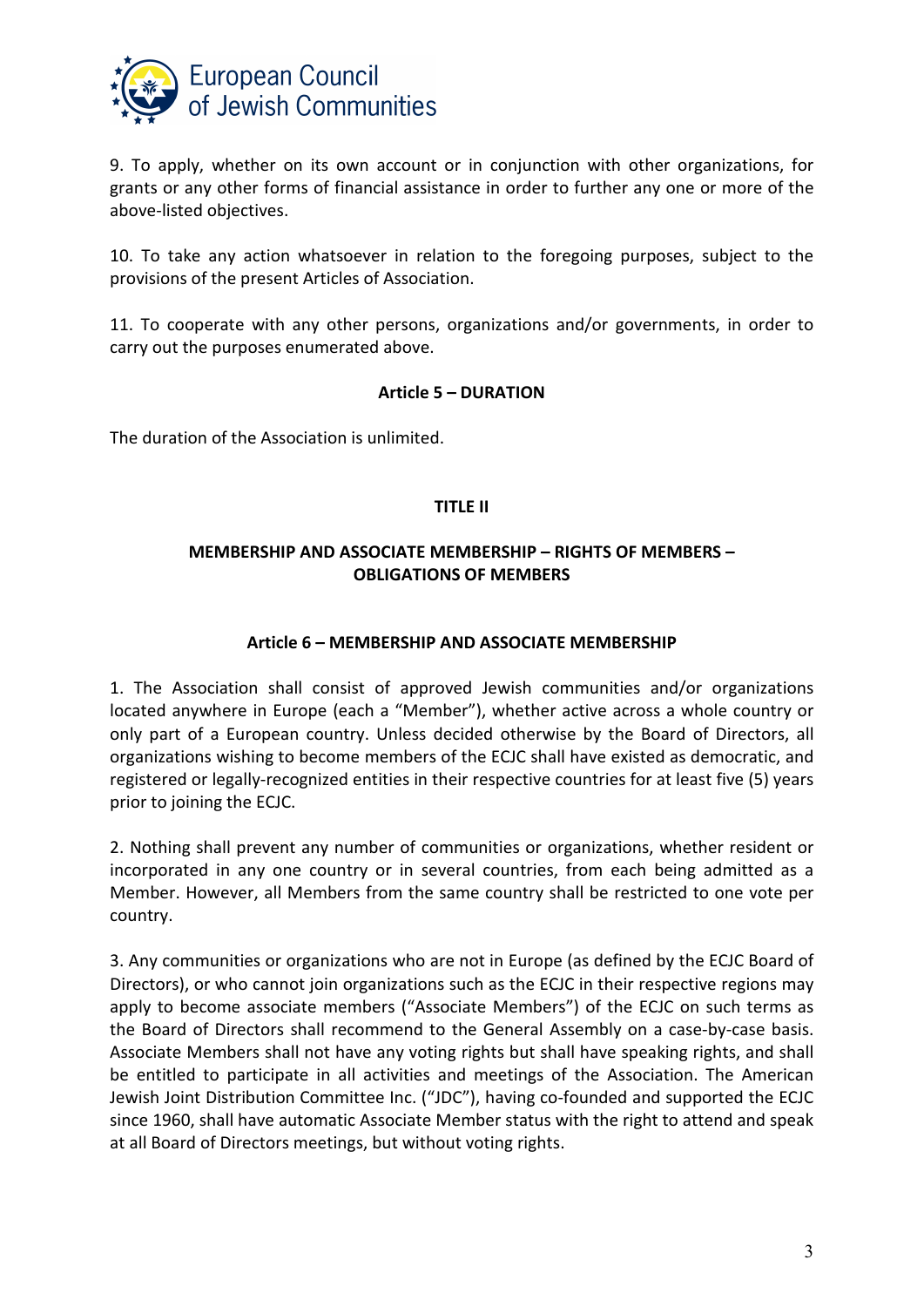9. To apply, whether on its own account or in conjunction with other organizations, for grants or any other forms of financial assistance in order to further any one or more of the above-listed objectives.

10. To take any action whatsoever in relation to the foregoing purposes, subject to the provisions of the present Articles of Association.

11. To cooperate with any other persons, organizations and/or governments, in order to carry out the purposes enumerated above.

### Article 5 – DURATION

The duration of the Association is unlimited.

## TITLE II

## MEMBERSHIP AND ASSOCIATE MEMBERSHIP – RIGHTS OF MEMBERS – OBLIGATIONS OF MEMBERS

### Article 6 – MEMBERSHIP AND ASSOCIATE MEMBERSHIP

1. The Association shall consist of approved Jewish communities and/or organizations located anywhere in Europe (each a "Member"), whether active across a whole country or only part of a European country. Unless decided otherwise by the Board of Directors, all organizations wishing to become members of the ECJC shall have existed as democratic, and registered or legally-recognized entities in their respective countries for at least five (5) years prior to joining the ECJC.

2. Nothing shall prevent any number of communities or organizations, whether resident or incorporated in any one country or in several countries, from each being admitted as a Member. However, all Members from the same country shall be restricted to one vote per country.

3. Any communities or organizations who are not in Europe (as defined by the ECJC Board of Directors), or who cannot join organizations such as the ECJC in their respective regions may apply to become associate members ("Associate Members") of the ECJC on such terms as the Board of Directors shall recommend to the General Assembly on a case-by-case basis. Associate Members shall not have any voting rights but shall have speaking rights, and shall be entitled to participate in all activities and meetings of the Association. The American Jewish Joint Distribution Committee Inc. ("JDC"), having co-founded and supported the ECJC since 1960, shall have automatic Associate Member status with the right to attend and speak at all Board of Directors meetings, but without voting rights.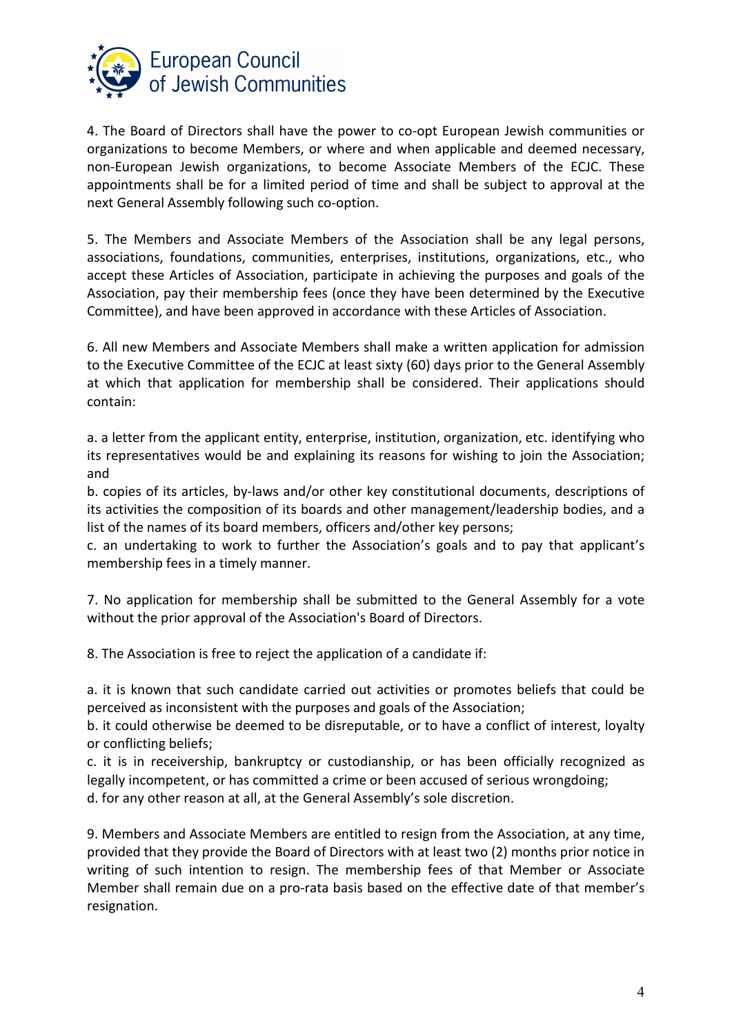4. The Board of Directors shall have the power to co-opt European Jewish communities or organizations to become Members, or where and when applicable and deemed necessary, non-European Jewish organizations, to become Associate Members of the ECJC. These appointments shall be for a limited period of time and shall be subject to approval at the next General Assembly following such co-option.

5. The Members and Associate Members of the Association shall be any legal persons, associations, foundations, communities, enterprises, institutions, organizations, etc., who accept these Articles of Association, participate in achieving the purposes and goals of the Association, pay their membership fees (once they have been determined by the Executive Committee), and have been approved in accordance with these Articles of Association.

6. All new Members and Associate Members shall make a written application for admission to the Executive Committee of the ECJC at least sixty (60) days prior to the General Assembly at which that application for membership shall be considered. Their applications should contain:

a. a letter from the applicant entity, enterprise, institution, organization, etc. identifying who its representatives would be and explaining its reasons for wishing to join the Association; and
b. copies of its articles, by-laws and/or other key constitutional documents, descriptions of its activities the composition of its boards and other management/leadership bodies, and a list of the names of its board members, officers and/other key persons;
c. an undertaking to work to further the Association's goals and to pay that applicant's membership fees in a timely manner.

7. No application for membership shall be submitted to the General Assembly for a vote without the prior approval of the Association's Board of Directors.

8. The Association is free to reject the application of a candidate if:

a. it is known that such candidate carried out activities or promotes beliefs that could be perceived as inconsistent with the purposes and goals of the Association;
b. it could otherwise be deemed to be disreputable, or to have a conflict of interest, loyalty or conflicting beliefs;
c. it is in receivership, bankruptcy or custodianship, or has been officially recognized as legally incompetent, or has committed a crime or been accused of serious wrongdoing;
d. for any other reason at all, at the General Assembly's sole discretion.

9. Members and Associate Members are entitled to resign from the Association, at any time, provided that they provide the Board of Directors with at least two (2) months prior notice in writing of such intention to resign. The membership fees of that Member or Associate Member shall remain due on a pro-rata basis based on the effective date of that member's resignation.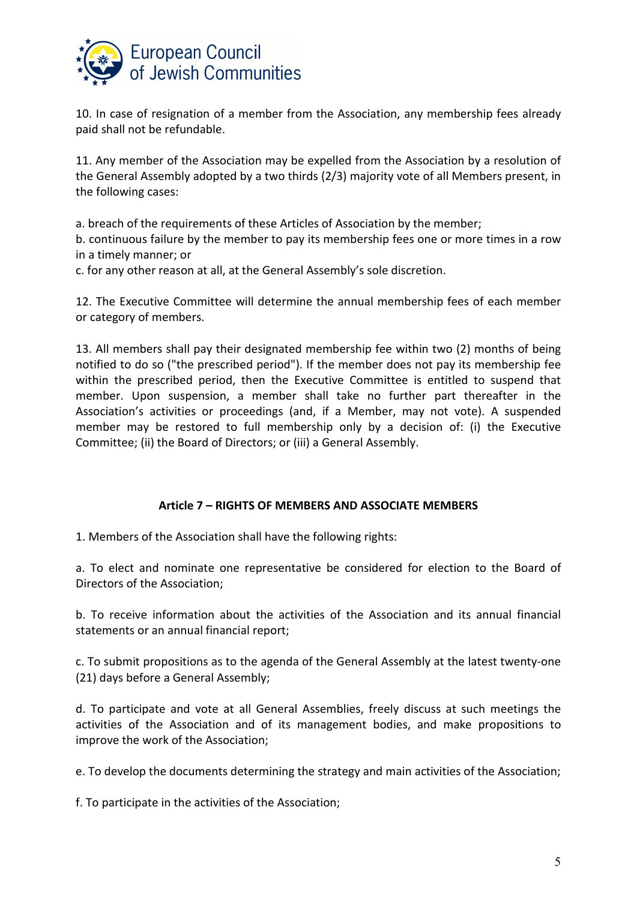10. In case of resignation of a member from the Association, any membership fees already paid shall not be refundable.

11. Any member of the Association may be expelled from the Association by a resolution of the General Assembly adopted by a two thirds (2/3) majority vote of all Members present, in the following cases:

a. breach of the requirements of these Articles of Association by the member;
b. continuous failure by the member to pay its membership fees one or more times in a row in a timely manner; or
c. for any other reason at all, at the General Assembly's sole discretion.

12. The Executive Committee will determine the annual membership fees of each member or category of members.

13. All members shall pay their designated membership fee within two (2) months of being notified to do so ("the prescribed period"). If the member does not pay its membership fee within the prescribed period, then the Executive Committee is entitled to suspend that member. Upon suspension, a member shall take no further part thereafter in the Association's activities or proceedings (and, if a Member, may not vote). A suspended member may be restored to full membership only by a decision of: (i) the Executive Committee; (ii) the Board of Directors; or (iii) a General Assembly.

**Article 7 – RIGHTS OF MEMBERS AND ASSOCIATE MEMBERS**

1. Members of the Association shall have the following rights:

a. To elect and nominate one representative be considered for election to the Board of Directors of the Association;

b. To receive information about the activities of the Association and its annual financial statements or an annual financial report;

c. To submit propositions as to the agenda of the General Assembly at the latest twenty-one (21) days before a General Assembly;

d. To participate and vote at all General Assemblies, freely discuss at such meetings the activities of the Association and of its management bodies, and make propositions to improve the work of the Association;

e. To develop the documents determining the strategy and main activities of the Association;

f. To participate in the activities of the Association;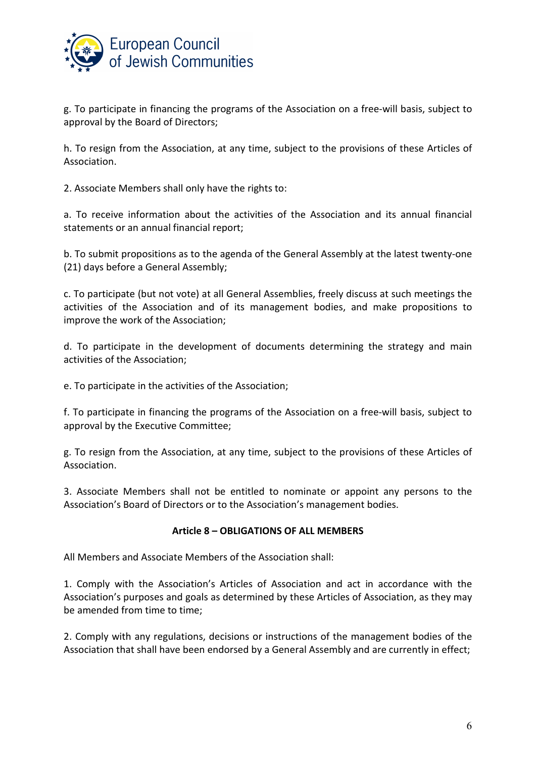g. To participate in financing the programs of the Association on a free-will basis, subject to approval by the Board of Directors;

h. To resign from the Association, at any time, subject to the provisions of these Articles of Association.

2. Associate Members shall only have the rights to:

a. To receive information about the activities of the Association and its annual financial statements or an annual financial report;

b. To submit propositions as to the agenda of the General Assembly at the latest twenty-one (21) days before a General Assembly;

c. To participate (but not vote) at all General Assemblies, freely discuss at such meetings the activities of the Association and of its management bodies, and make propositions to improve the work of the Association;

d. To participate in the development of documents determining the strategy and main activities of the Association;

e. To participate in the activities of the Association;

f. To participate in financing the programs of the Association on a free-will basis, subject to approval by the Executive Committee;

g. To resign from the Association, at any time, subject to the provisions of these Articles of Association.

3. Associate Members shall not be entitled to nominate or appoint any persons to the Association's Board of Directors or to the Association's management bodies.

**Article 8 – OBLIGATIONS OF ALL MEMBERS**

All Members and Associate Members of the Association shall:

1. Comply with the Association's Articles of Association and act in accordance with the Association's purposes and goals as determined by these Articles of Association, as they may be amended from time to time;

2. Comply with any regulations, decisions or instructions of the management bodies of the Association that shall have been endorsed by a General Assembly and are currently in effect;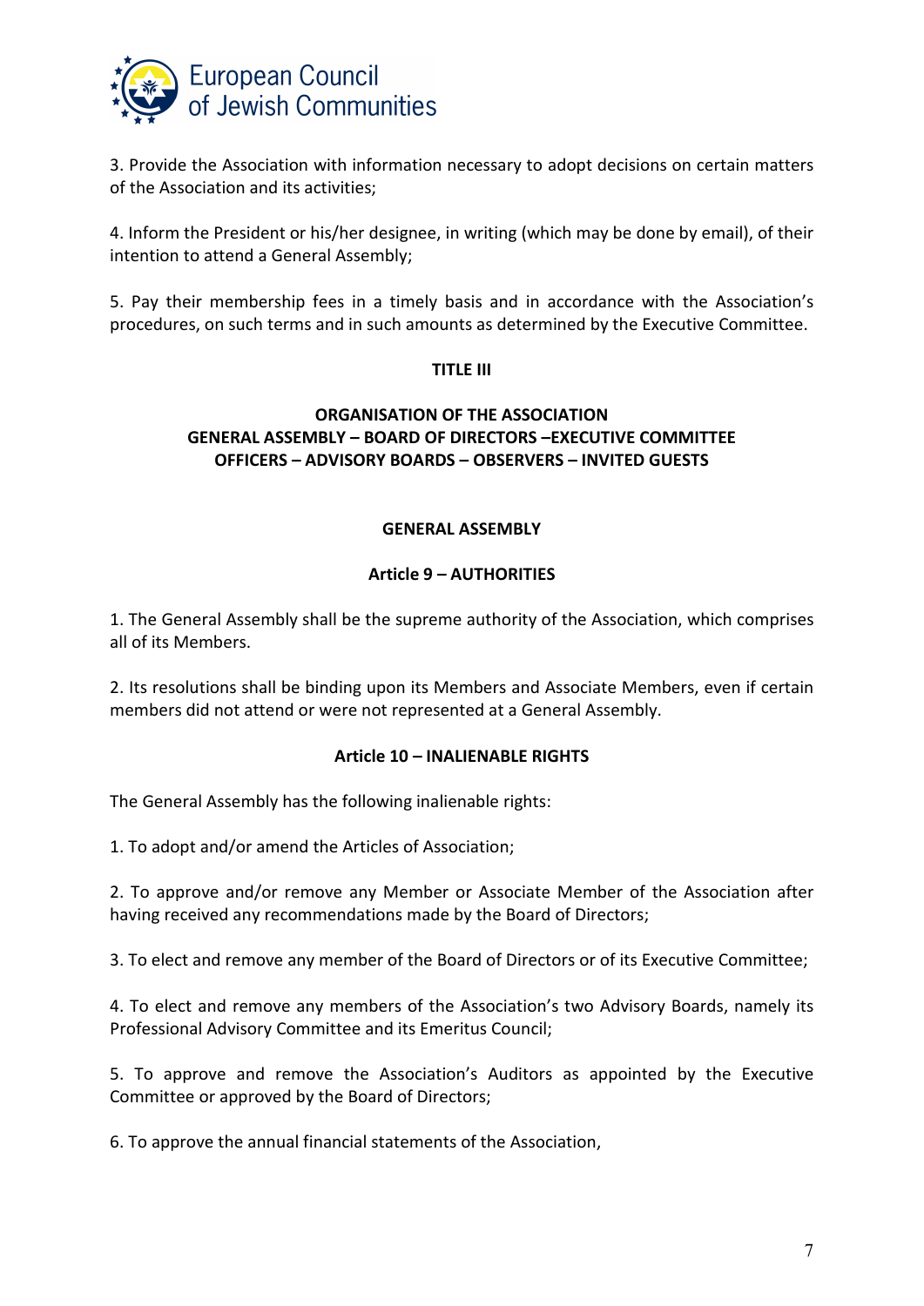3. Provide the Association with information necessary to adopt decisions on certain matters of the Association and its activities;

4. Inform the President or his/her designee, in writing (which may be done by email), of their intention to attend a General Assembly;

5. Pay their membership fees in a timely basis and in accordance with the Association's procedures, on such terms and in such amounts as determined by the Executive Committee.

## TITLE III

## ORGANISATION OF THE ASSOCIATION
## GENERAL ASSEMBLY – BOARD OF DIRECTORS –EXECUTIVE COMMITTEE
## OFFICERS – ADVISORY BOARDS – OBSERVERS – INVITED GUESTS

### GENERAL ASSEMBLY

#### Article 9 – AUTHORITIES

1. The General Assembly shall be the supreme authority of the Association, which comprises all of its Members.

2. Its resolutions shall be binding upon its Members and Associate Members, even if certain members did not attend or were not represented at a General Assembly.

#### Article 10 – INALIENABLE RIGHTS

The General Assembly has the following inalienable rights:

1. To adopt and/or amend the Articles of Association;

2. To approve and/or remove any Member or Associate Member of the Association after having received any recommendations made by the Board of Directors;

3. To elect and remove any member of the Board of Directors or of its Executive Committee;

4. To elect and remove any members of the Association's two Advisory Boards, namely its Professional Advisory Committee and its Emeritus Council;

5. To approve and remove the Association's Auditors as appointed by the Executive Committee or approved by the Board of Directors;

6. To approve the annual financial statements of the Association,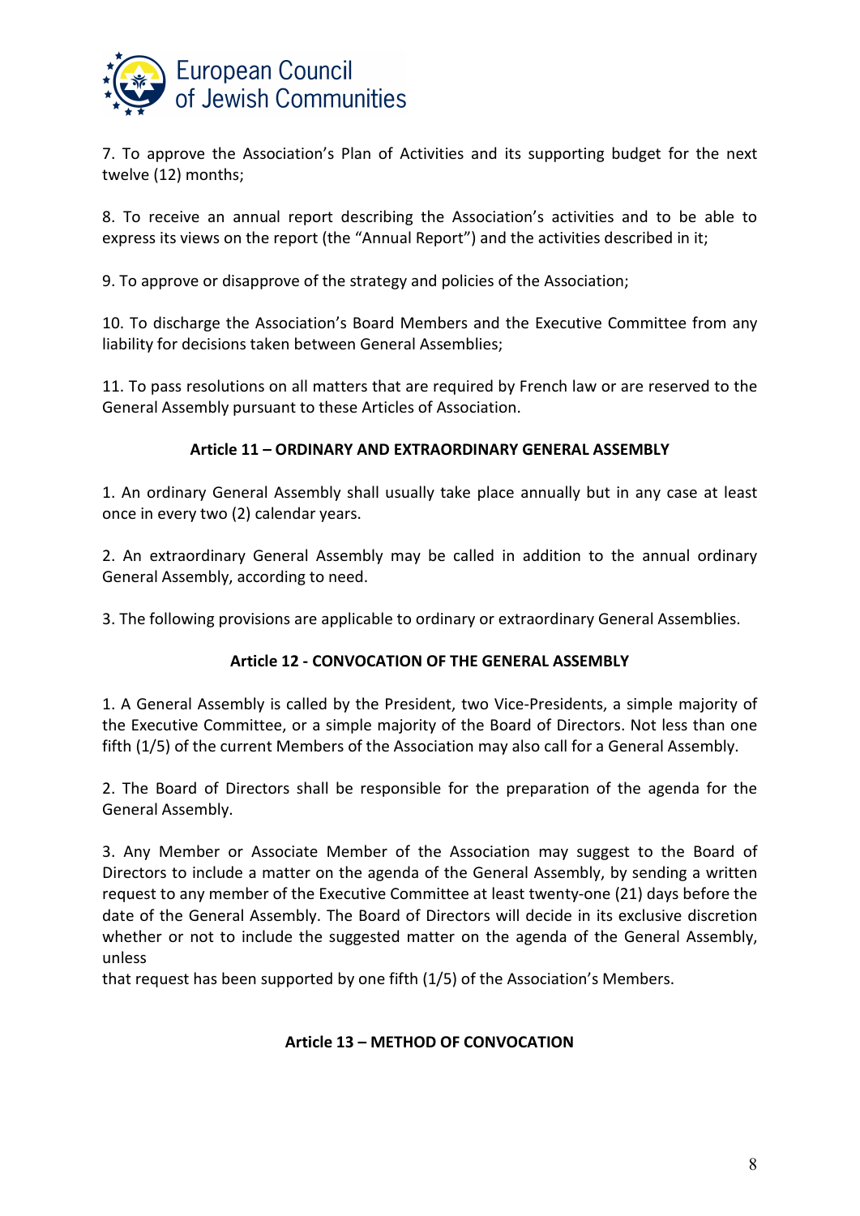7. To approve the Association's Plan of Activities and its supporting budget for the next twelve (12) months;

8. To receive an annual report describing the Association's activities and to be able to express its views on the report (the "Annual Report") and the activities described in it;

9. To approve or disapprove of the strategy and policies of the Association;

10. To discharge the Association's Board Members and the Executive Committee from any liability for decisions taken between General Assemblies;

11. To pass resolutions on all matters that are required by French law or are reserved to the General Assembly pursuant to these Articles of Association.

**Article 11 – ORDINARY AND EXTRAORDINARY GENERAL ASSEMBLY**

1. An ordinary General Assembly shall usually take place annually but in any case at least once in every two (2) calendar years.

2. An extraordinary General Assembly may be called in addition to the annual ordinary General Assembly, according to need.

3. The following provisions are applicable to ordinary or extraordinary General Assemblies.

**Article 12 - CONVOCATION OF THE GENERAL ASSEMBLY**

1. A General Assembly is called by the President, two Vice-Presidents, a simple majority of the Executive Committee, or a simple majority of the Board of Directors. Not less than one fifth (1/5) of the current Members of the Association may also call for a General Assembly.

2. The Board of Directors shall be responsible for the preparation of the agenda for the General Assembly.

3. Any Member or Associate Member of the Association may suggest to the Board of Directors to include a matter on the agenda of the General Assembly, by sending a written request to any member of the Executive Committee at least twenty-one (21) days before the date of the General Assembly. The Board of Directors will decide in its exclusive discretion whether or not to include the suggested matter on the agenda of the General Assembly, unless that request has been supported by one fifth (1/5) of the Association's Members.

**Article 13 – METHOD OF CONVOCATION**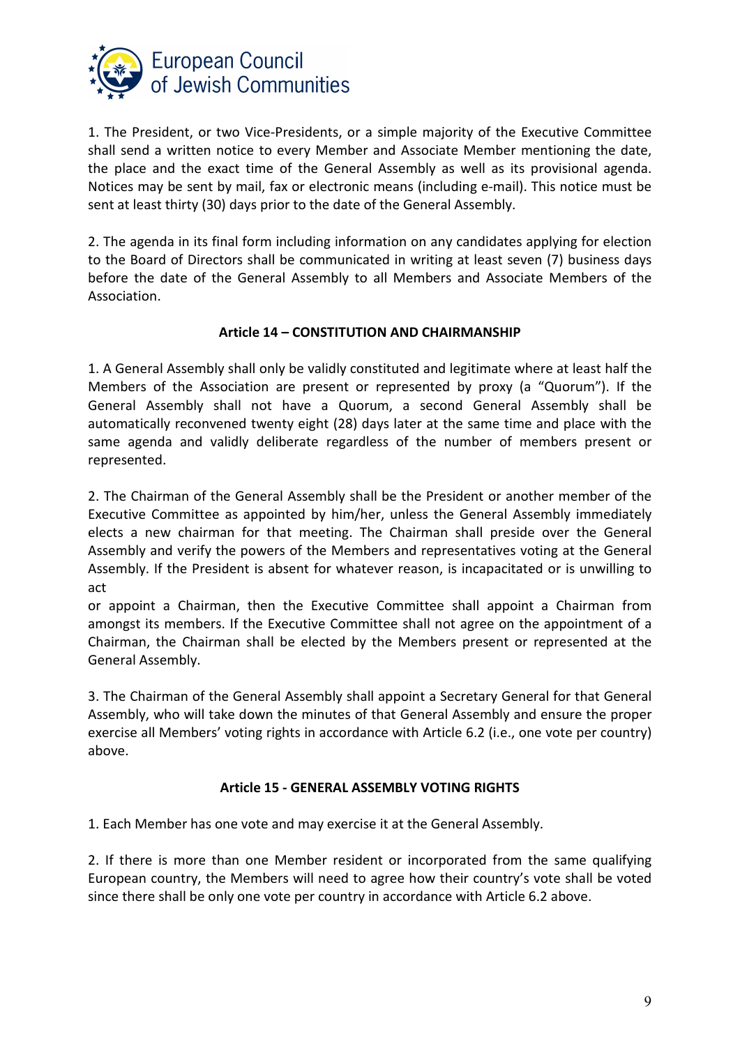1. The President, or two Vice-Presidents, or a simple majority of the Executive Committee shall send a written notice to every Member and Associate Member mentioning the date, the place and the exact time of the General Assembly as well as its provisional agenda. Notices may be sent by mail, fax or electronic means (including e-mail). This notice must be sent at least thirty (30) days prior to the date of the General Assembly.

2. The agenda in its final form including information on any candidates applying for election to the Board of Directors shall be communicated in writing at least seven (7) business days before the date of the General Assembly to all Members and Associate Members of the Association.

### Article 14 – CONSTITUTION AND CHAIRMANSHIP

1. A General Assembly shall only be validly constituted and legitimate where at least half the Members of the Association are present or represented by proxy (a "Quorum"). If the General Assembly shall not have a Quorum, a second General Assembly shall be automatically reconvened twenty eight (28) days later at the same time and place with the same agenda and validly deliberate regardless of the number of members present or represented.

2. The Chairman of the General Assembly shall be the President or another member of the Executive Committee as appointed by him/her, unless the General Assembly immediately elects a new chairman for that meeting. The Chairman shall preside over the General Assembly and verify the powers of the Members and representatives voting at the General Assembly. If the President is absent for whatever reason, is incapacitated or is unwilling to act or appoint a Chairman, then the Executive Committee shall appoint a Chairman from amongst its members. If the Executive Committee shall not agree on the appointment of a Chairman, the Chairman shall be elected by the Members present or represented at the General Assembly.

3. The Chairman of the General Assembly shall appoint a Secretary General for that General Assembly, who will take down the minutes of that General Assembly and ensure the proper exercise all Members' voting rights in accordance with Article 6.2 (i.e., one vote per country) above.

### Article 15 - GENERAL ASSEMBLY VOTING RIGHTS

1. Each Member has one vote and may exercise it at the General Assembly.

2. If there is more than one Member resident or incorporated from the same qualifying European country, the Members will need to agree how their country's vote shall be voted since there shall be only one vote per country in accordance with Article 6.2 above.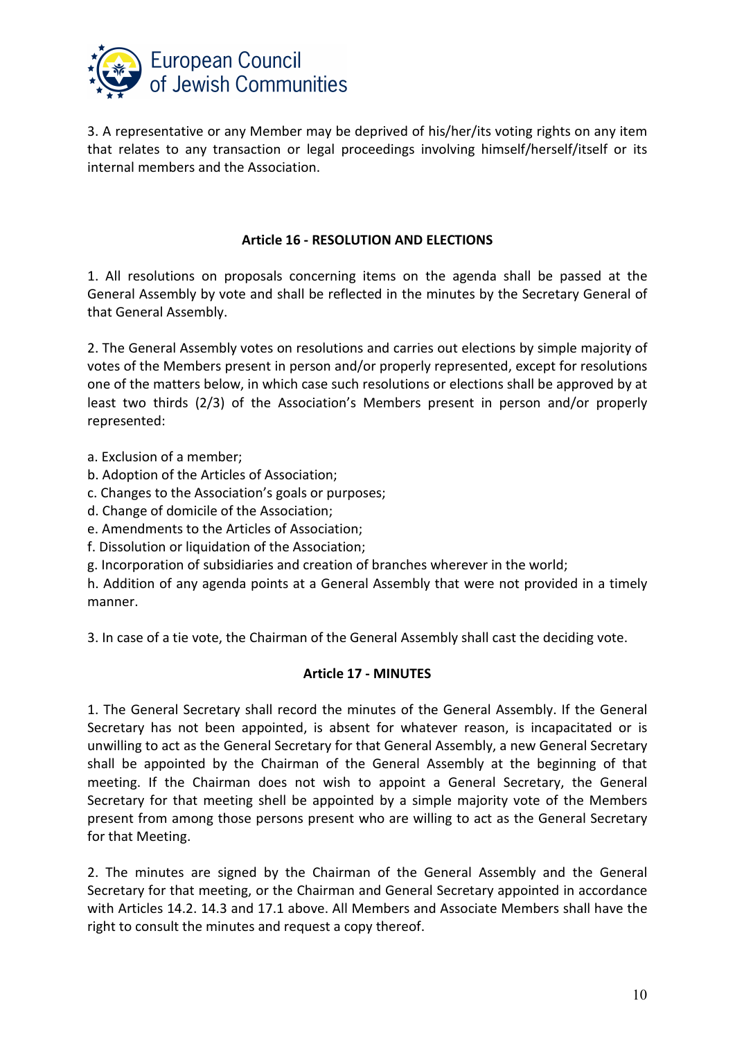3. A representative or any Member may be deprived of his/her/its voting rights on any item that relates to any transaction or legal proceedings involving himself/herself/itself or its internal members and the Association.

**Article 16 - RESOLUTION AND ELECTIONS**

1. All resolutions on proposals concerning items on the agenda shall be passed at the General Assembly by vote and shall be reflected in the minutes by the Secretary General of that General Assembly.

2. The General Assembly votes on resolutions and carries out elections by simple majority of votes of the Members present in person and/or properly represented, except for resolutions one of the matters below, in which case such resolutions or elections shall be approved by at least two thirds (2/3) of the Association's Members present in person and/or properly represented:

a. Exclusion of a member;
b. Adoption of the Articles of Association;
c. Changes to the Association's goals or purposes;
d. Change of domicile of the Association;
e. Amendments to the Articles of Association;
f. Dissolution or liquidation of the Association;
g. Incorporation of subsidiaries and creation of branches wherever in the world;
h. Addition of any agenda points at a General Assembly that were not provided in a timely manner.

3. In case of a tie vote, the Chairman of the General Assembly shall cast the deciding vote.

**Article 17 - MINUTES**

1. The General Secretary shall record the minutes of the General Assembly. If the General Secretary has not been appointed, is absent for whatever reason, is incapacitated or is unwilling to act as the General Secretary for that General Assembly, a new General Secretary shall be appointed by the Chairman of the General Assembly at the beginning of that meeting. If the Chairman does not wish to appoint a General Secretary, the General Secretary for that meeting shell be appointed by a simple majority vote of the Members present from among those persons present who are willing to act as the General Secretary for that Meeting.

2. The minutes are signed by the Chairman of the General Assembly and the General Secretary for that meeting, or the Chairman and General Secretary appointed in accordance with Articles 14.2. 14.3 and 17.1 above. All Members and Associate Members shall have the right to consult the minutes and request a copy thereof.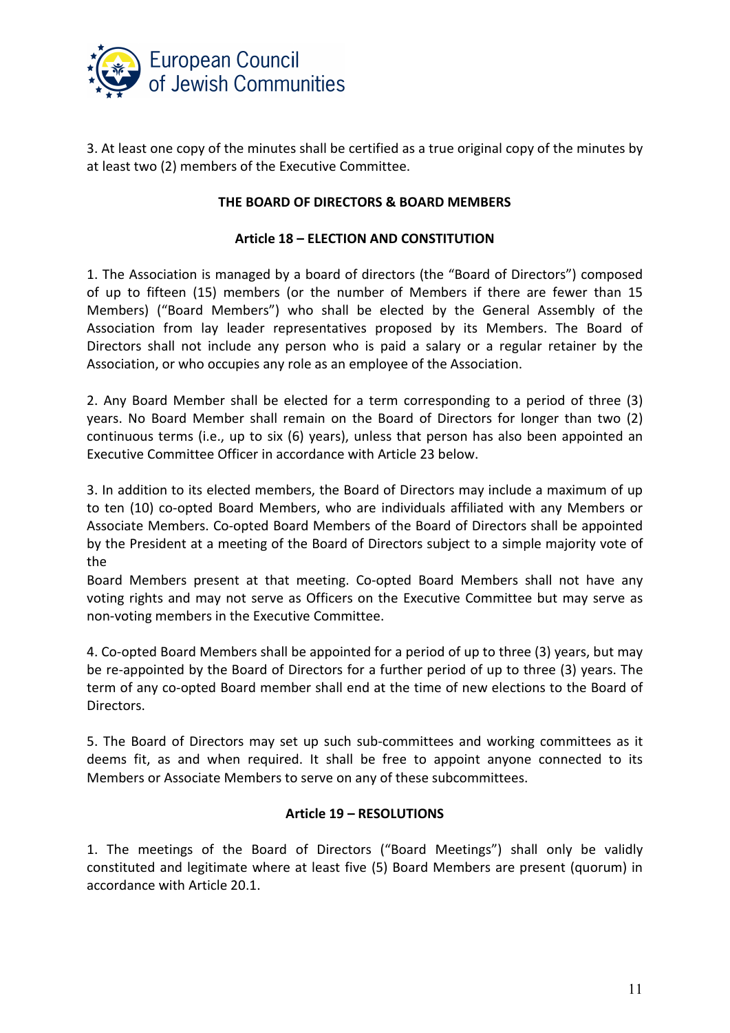3. At least one copy of the minutes shall be certified as a true original copy of the minutes by at least two (2) members of the Executive Committee.

## THE BOARD OF DIRECTORS & BOARD MEMBERS

### Article 18 – ELECTION AND CONSTITUTION

1. The Association is managed by a board of directors (the "Board of Directors") composed of up to fifteen (15) members (or the number of Members if there are fewer than 15 Members) ("Board Members") who shall be elected by the General Assembly of the Association from lay leader representatives proposed by its Members. The Board of Directors shall not include any person who is paid a salary or a regular retainer by the Association, or who occupies any role as an employee of the Association.

2. Any Board Member shall be elected for a term corresponding to a period of three (3) years. No Board Member shall remain on the Board of Directors for longer than two (2) continuous terms (i.e., up to six (6) years), unless that person has also been appointed an Executive Committee Officer in accordance with Article 23 below.

3. In addition to its elected members, the Board of Directors may include a maximum of up to ten (10) co-opted Board Members, who are individuals affiliated with any Members or Associate Members. Co-opted Board Members of the Board of Directors shall be appointed by the President at a meeting of the Board of Directors subject to a simple majority vote of the Board Members present at that meeting. Co-opted Board Members shall not have any voting rights and may not serve as Officers on the Executive Committee but may serve as non-voting members in the Executive Committee.

4. Co-opted Board Members shall be appointed for a period of up to three (3) years, but may be re-appointed by the Board of Directors for a further period of up to three (3) years. The term of any co-opted Board member shall end at the time of new elections to the Board of Directors.

5. The Board of Directors may set up such sub-committees and working committees as it deems fit, as and when required. It shall be free to appoint anyone connected to its Members or Associate Members to serve on any of these subcommittees.

### Article 19 – RESOLUTIONS

1. The meetings of the Board of Directors ("Board Meetings") shall only be validly constituted and legitimate where at least five (5) Board Members are present (quorum) in accordance with Article 20.1.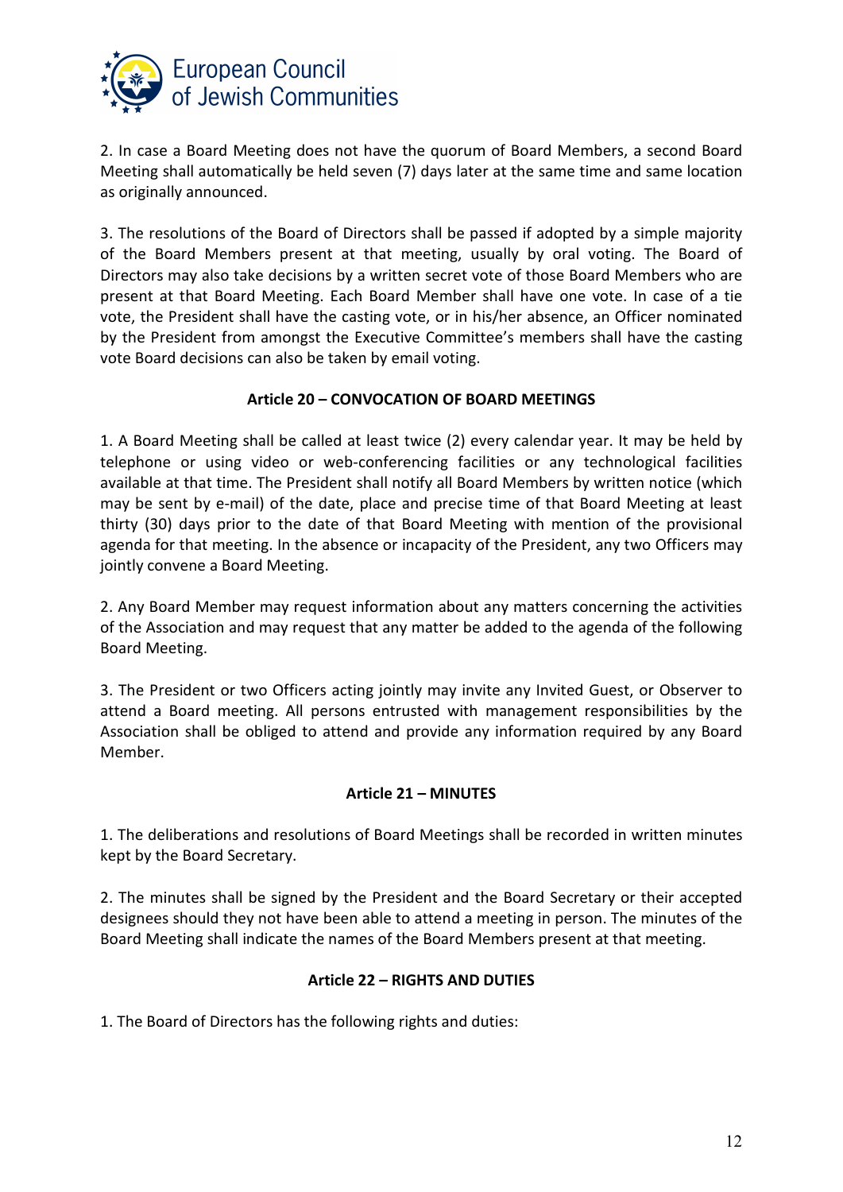2. In case a Board Meeting does not have the quorum of Board Members, a second Board Meeting shall automatically be held seven (7) days later at the same time and same location as originally announced.

3. The resolutions of the Board of Directors shall be passed if adopted by a simple majority of the Board Members present at that meeting, usually by oral voting. The Board of Directors may also take decisions by a written secret vote of those Board Members who are present at that Board Meeting. Each Board Member shall have one vote. In case of a tie vote, the President shall have the casting vote, or in his/her absence, an Officer nominated by the President from amongst the Executive Committee's members shall have the casting vote Board decisions can also be taken by email voting.

**Article 20 – CONVOCATION OF BOARD MEETINGS**

1. A Board Meeting shall be called at least twice (2) every calendar year. It may be held by telephone or using video or web-conferencing facilities or any technological facilities available at that time. The President shall notify all Board Members by written notice (which may be sent by e-mail) of the date, place and precise time of that Board Meeting at least thirty (30) days prior to the date of that Board Meeting with mention of the provisional agenda for that meeting. In the absence or incapacity of the President, any two Officers may jointly convene a Board Meeting.

2. Any Board Member may request information about any matters concerning the activities of the Association and may request that any matter be added to the agenda of the following Board Meeting.

3. The President or two Officers acting jointly may invite any Invited Guest, or Observer to attend a Board meeting. All persons entrusted with management responsibilities by the Association shall be obliged to attend and provide any information required by any Board Member.

**Article 21 – MINUTES**

1. The deliberations and resolutions of Board Meetings shall be recorded in written minutes kept by the Board Secretary.

2. The minutes shall be signed by the President and the Board Secretary or their accepted designees should they not have been able to attend a meeting in person. The minutes of the Board Meeting shall indicate the names of the Board Members present at that meeting.

**Article 22 – RIGHTS AND DUTIES**

1. The Board of Directors has the following rights and duties: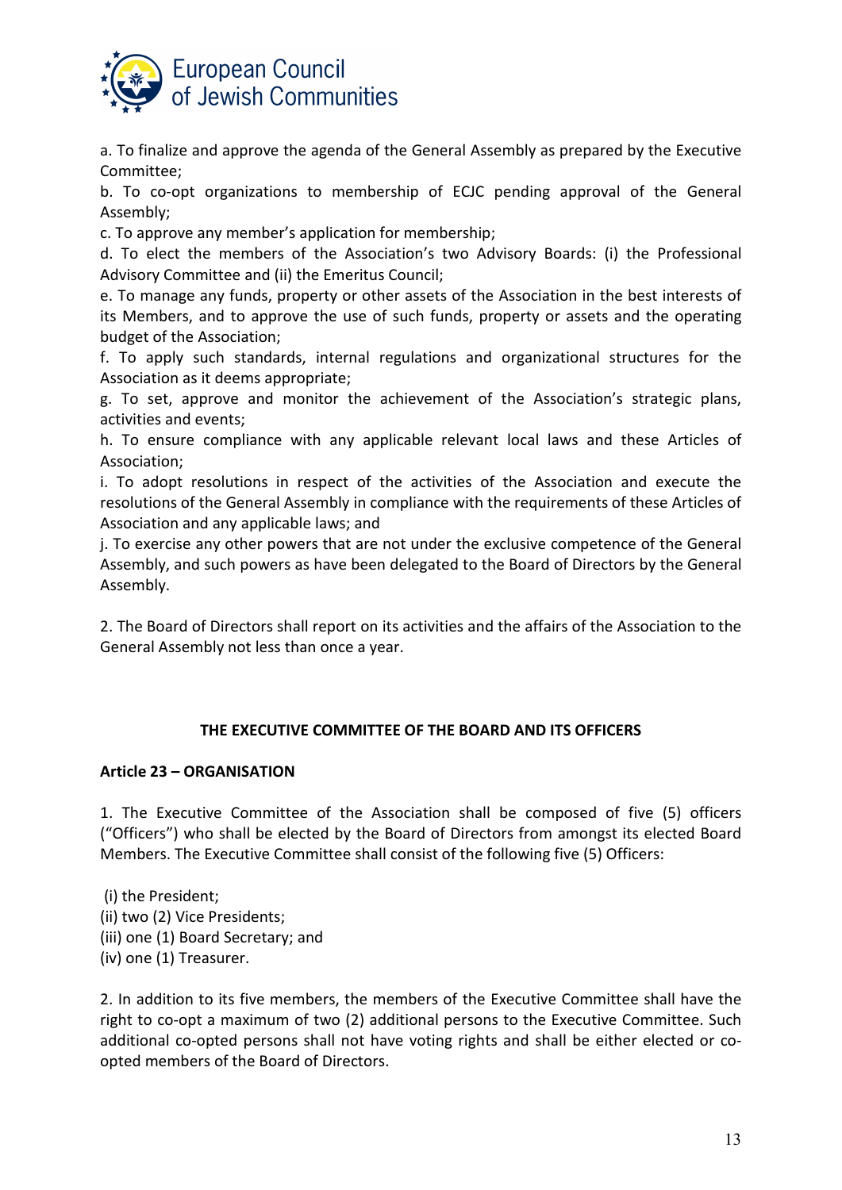a. To finalize and approve the agenda of the General Assembly as prepared by the Executive Committee;

b. To co-opt organizations to membership of ECJC pending approval of the General Assembly;

c. To approve any member's application for membership;

d. To elect the members of the Association's two Advisory Boards: (i) the Professional Advisory Committee and (ii) the Emeritus Council;

e. To manage any funds, property or other assets of the Association in the best interests of its Members, and to approve the use of such funds, property or assets and the operating budget of the Association;

f. To apply such standards, internal regulations and organizational structures for the Association as it deems appropriate;

g. To set, approve and monitor the achievement of the Association's strategic plans, activities and events;

h. To ensure compliance with any applicable relevant local laws and these Articles of Association;

i. To adopt resolutions in respect of the activities of the Association and execute the resolutions of the General Assembly in compliance with the requirements of these Articles of Association and any applicable laws; and

j. To exercise any other powers that are not under the exclusive competence of the General Assembly, and such powers as have been delegated to the Board of Directors by the General Assembly.

2. The Board of Directors shall report on its activities and the affairs of the Association to the General Assembly not less than once a year.

## THE EXECUTIVE COMMITTEE OF THE BOARD AND ITS OFFICERS

### Article 23 – ORGANISATION

1. The Executive Committee of the Association shall be composed of five (5) officers ("Officers") who shall be elected by the Board of Directors from amongst its elected Board Members. The Executive Committee shall consist of the following five (5) Officers:

(i) the President;
(ii) two (2) Vice Presidents;
(iii) one (1) Board Secretary; and
(iv) one (1) Treasurer.

2. In addition to its five members, the members of the Executive Committee shall have the right to co-opt a maximum of two (2) additional persons to the Executive Committee. Such additional co-opted persons shall not have voting rights and shall be either elected or co-opted members of the Board of Directors.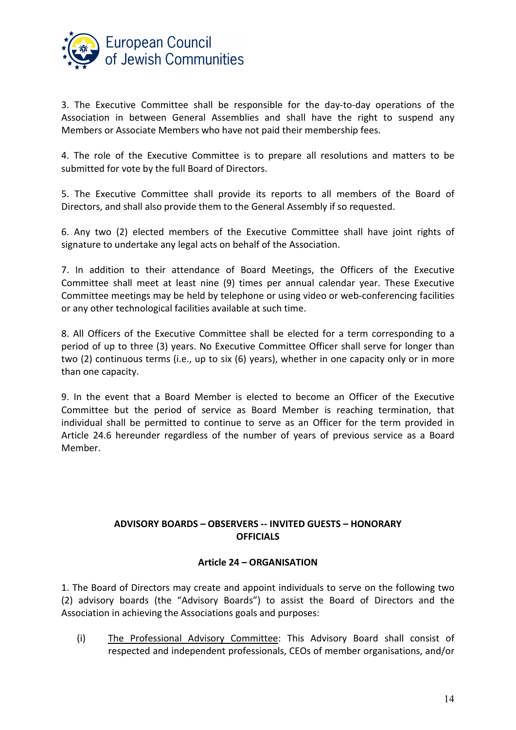3. The Executive Committee shall be responsible for the day-to-day operations of the Association in between General Assemblies and shall have the right to suspend any Members or Associate Members who have not paid their membership fees.

4. The role of the Executive Committee is to prepare all resolutions and matters to be submitted for vote by the full Board of Directors.

5. The Executive Committee shall provide its reports to all members of the Board of Directors, and shall also provide them to the General Assembly if so requested.

6. Any two (2) elected members of the Executive Committee shall have joint rights of signature to undertake any legal acts on behalf of the Association.

7. In addition to their attendance of Board Meetings, the Officers of the Executive Committee shall meet at least nine (9) times per annual calendar year. These Executive Committee meetings may be held by telephone or using video or web-conferencing facilities or any other technological facilities available at such time.

8. All Officers of the Executive Committee shall be elected for a term corresponding to a period of up to three (3) years. No Executive Committee Officer shall serve for longer than two (2) continuous terms (i.e., up to six (6) years), whether in one capacity only or in more than one capacity.

9. In the event that a Board Member is elected to become an Officer of the Executive Committee but the period of service as Board Member is reaching termination, that individual shall be permitted to continue to serve as an Officer for the term provided in Article 24.6 hereunder regardless of the number of years of previous service as a Board Member.

## ADVISORY BOARDS – OBSERVERS -- INVITED GUESTS – HONORARY OFFICIALS

### Article 24 – ORGANISATION

1. The Board of Directors may create and appoint individuals to serve on the following two (2) advisory boards (the "Advisory Boards") to assist the Board of Directors and the Association in achieving the Associations goals and purposes:

(i) The Professional Advisory Committee: This Advisory Board shall consist of respected and independent professionals, CEOs of member organisations, and/or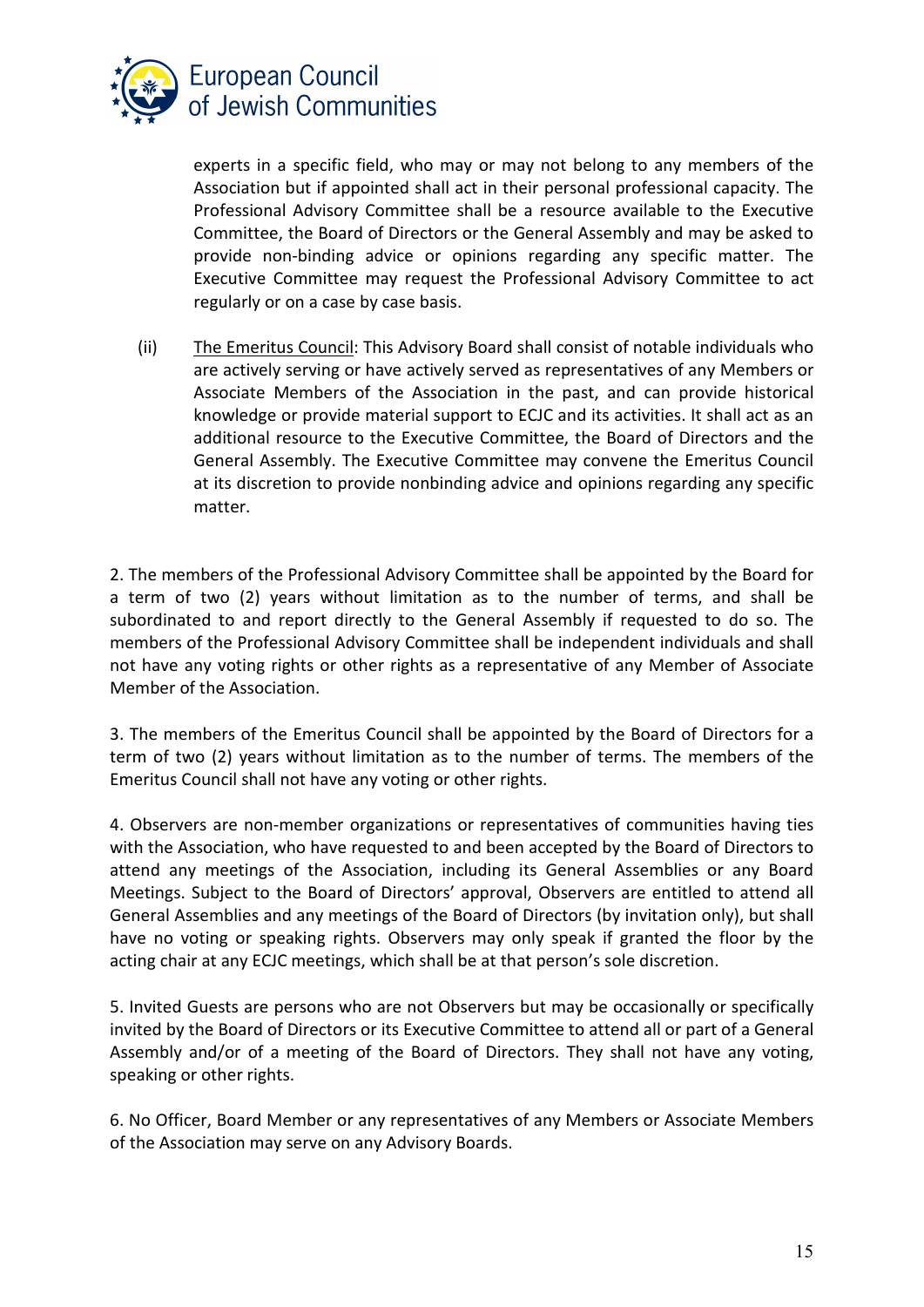experts in a specific field, who may or may not belong to any members of the Association but if appointed shall act in their personal professional capacity. The Professional Advisory Committee shall be a resource available to the Executive Committee, the Board of Directors or the General Assembly and may be asked to provide non-binding advice or opinions regarding any specific matter. The Executive Committee may request the Professional Advisory Committee to act regularly or on a case by case basis.

(ii) The Emeritus Council: This Advisory Board shall consist of notable individuals who are actively serving or have actively served as representatives of any Members or Associate Members of the Association in the past, and can provide historical knowledge or provide material support to ECJC and its activities. It shall act as an additional resource to the Executive Committee, the Board of Directors and the General Assembly. The Executive Committee may convene the Emeritus Council at its discretion to provide nonbinding advice and opinions regarding any specific matter.

2. The members of the Professional Advisory Committee shall be appointed by the Board for a term of two (2) years without limitation as to the number of terms, and shall be subordinated to and report directly to the General Assembly if requested to do so. The members of the Professional Advisory Committee shall be independent individuals and shall not have any voting rights or other rights as a representative of any Member of Associate Member of the Association.

3. The members of the Emeritus Council shall be appointed by the Board of Directors for a term of two (2) years without limitation as to the number of terms. The members of the Emeritus Council shall not have any voting or other rights.

4. Observers are non-member organizations or representatives of communities having ties with the Association, who have requested to and been accepted by the Board of Directors to attend any meetings of the Association, including its General Assemblies or any Board Meetings. Subject to the Board of Directors' approval, Observers are entitled to attend all General Assemblies and any meetings of the Board of Directors (by invitation only), but shall have no voting or speaking rights. Observers may only speak if granted the floor by the acting chair at any ECJC meetings, which shall be at that person's sole discretion.

5. Invited Guests are persons who are not Observers but may be occasionally or specifically invited by the Board of Directors or its Executive Committee to attend all or part of a General Assembly and/or of a meeting of the Board of Directors. They shall not have any voting, speaking or other rights.

6. No Officer, Board Member or any representatives of any Members or Associate Members of the Association may serve on any Advisory Boards.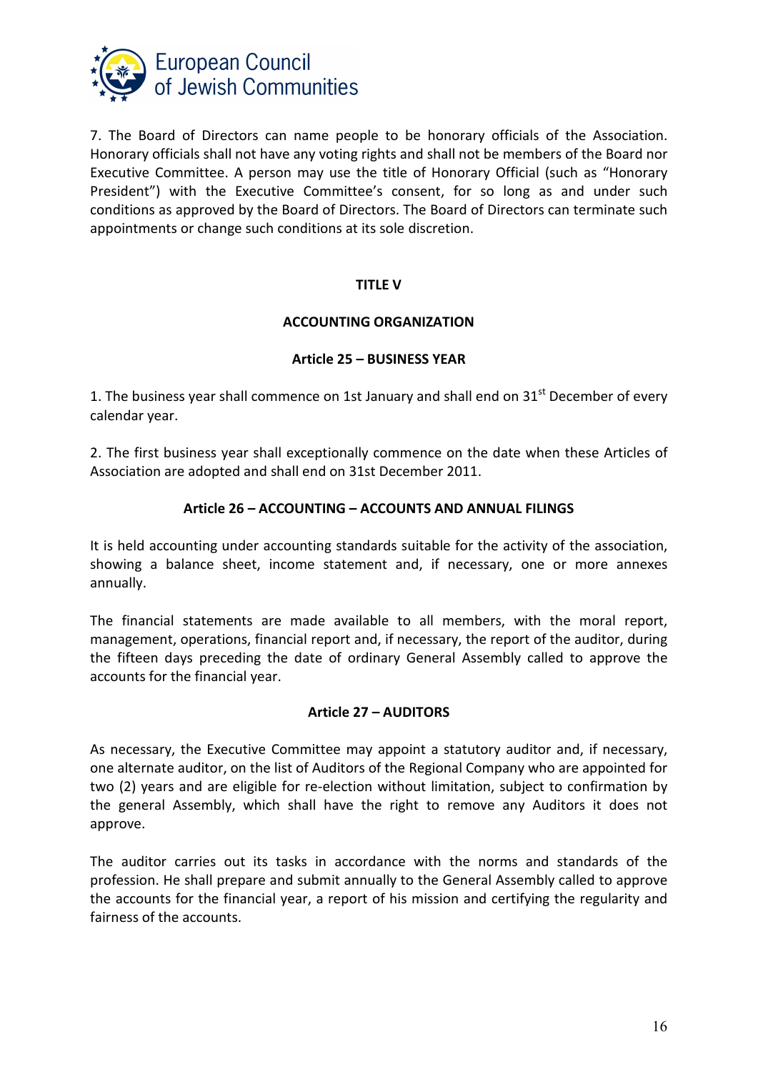7. The Board of Directors can name people to be honorary officials of the Association. Honorary officials shall not have any voting rights and shall not be members of the Board nor Executive Committee. A person may use the title of Honorary Official (such as "Honorary President") with the Executive Committee's consent, for so long as and under such conditions as approved by the Board of Directors. The Board of Directors can terminate such appointments or change such conditions at its sole discretion.

## TITLE V

## ACCOUNTING ORGANIZATION

### Article 25 – BUSINESS YEAR

1. The business year shall commence on 1st January and shall end on 31st December of every calendar year.

2. The first business year shall exceptionally commence on the date when these Articles of Association are adopted and shall end on 31st December 2011.

### Article 26 – ACCOUNTING – ACCOUNTS AND ANNUAL FILINGS

It is held accounting under accounting standards suitable for the activity of the association, showing a balance sheet, income statement and, if necessary, one or more annexes annually.

The financial statements are made available to all members, with the moral report, management, operations, financial report and, if necessary, the report of the auditor, during the fifteen days preceding the date of ordinary General Assembly called to approve the accounts for the financial year.

### Article 27 – AUDITORS

As necessary, the Executive Committee may appoint a statutory auditor and, if necessary, one alternate auditor, on the list of Auditors of the Regional Company who are appointed for two (2) years and are eligible for re-election without limitation, subject to confirmation by the general Assembly, which shall have the right to remove any Auditors it does not approve.

The auditor carries out its tasks in accordance with the norms and standards of the profession. He shall prepare and submit annually to the General Assembly called to approve the accounts for the financial year, a report of his mission and certifying the regularity and fairness of the accounts.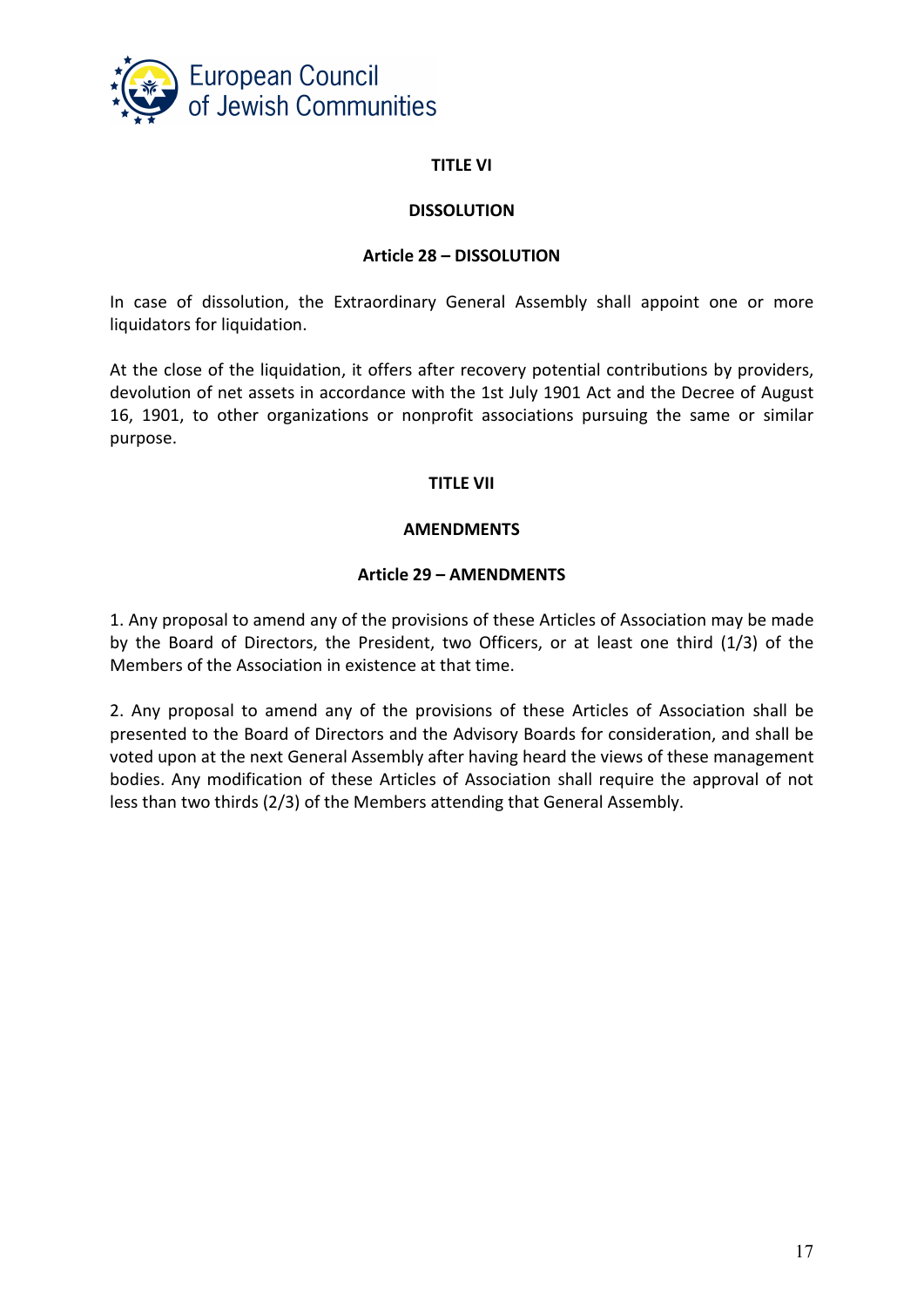## TITLE VI

## DISSOLUTION

### Article 28 – DISSOLUTION

In case of dissolution, the Extraordinary General Assembly shall appoint one or more liquidators for liquidation.

At the close of the liquidation, it offers after recovery potential contributions by providers, devolution of net assets in accordance with the 1st July 1901 Act and the Decree of August 16, 1901, to other organizations or nonprofit associations pursuing the same or similar purpose.

## TITLE VII

## AMENDMENTS

### Article 29 – AMENDMENTS

1. Any proposal to amend any of the provisions of these Articles of Association may be made by the Board of Directors, the President, two Officers, or at least one third (1/3) of the Members of the Association in existence at that time.

2. Any proposal to amend any of the provisions of these Articles of Association shall be presented to the Board of Directors and the Advisory Boards for consideration, and shall be voted upon at the next General Assembly after having heard the views of these management bodies. Any modification of these Articles of Association shall require the approval of not less than two thirds (2/3) of the Members attending that General Assembly.